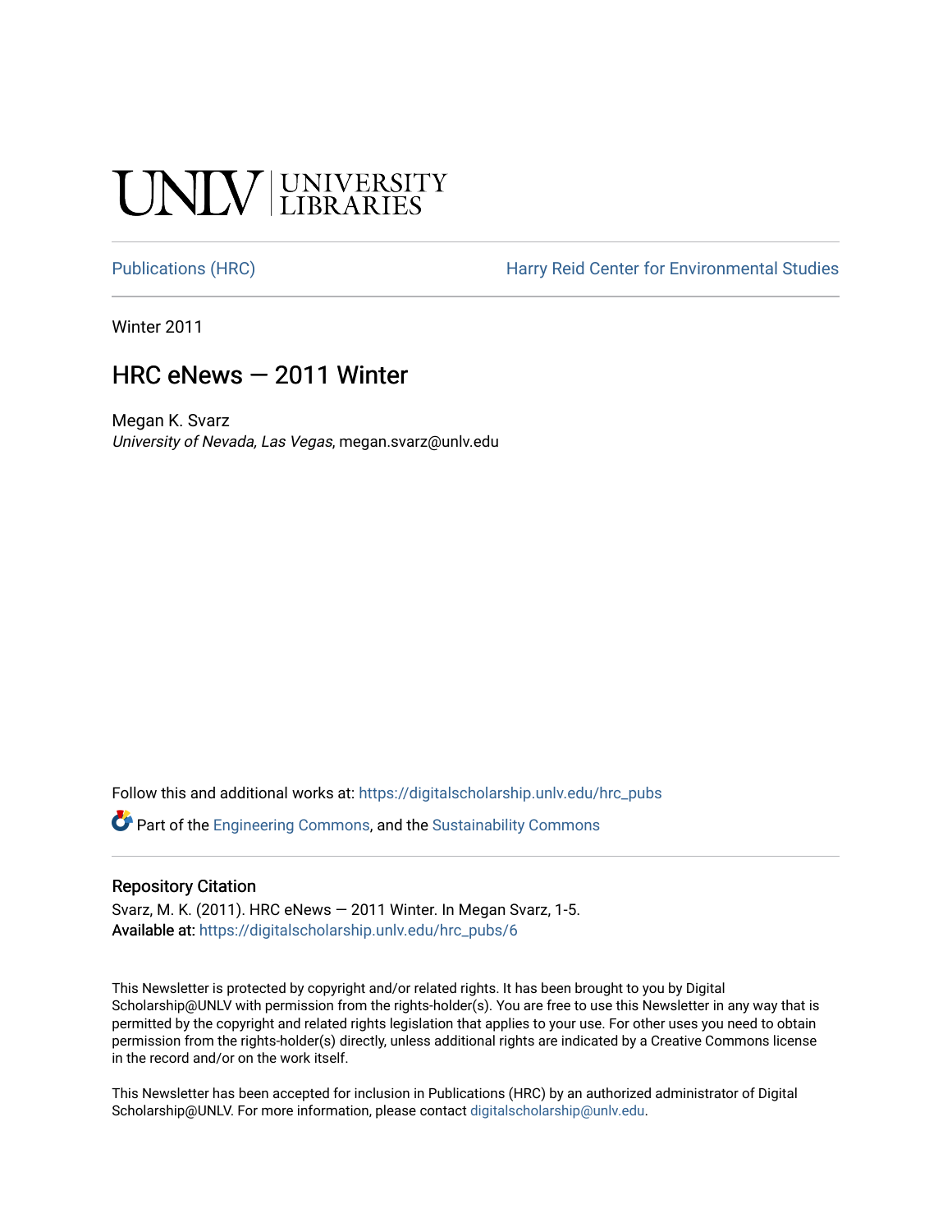UNLV | UNIVERSITY LIBRARIES

Publications (HRC) | Harry Reid Center for Environmental Studies

Winter 2011

# HRC eNews — 2011 Winter

Megan K. Svarz
*University of Nevada, Las Vegas*, megan.svarz@unlv.edu

Follow this and additional works at: https://digitalscholarship.unlv.edu/hrc_pubs

Part of the Engineering Commons, and the Sustainability Commons

## Repository Citation

Svarz, M. K. (2011). HRC eNews — 2011 Winter. In Megan Svarz, 1-5.
**Available at:** https://digitalscholarship.unlv.edu/hrc_pubs/6

This Newsletter is protected by copyright and/or related rights. It has been brought to you by Digital Scholarship@UNLV with permission from the rights-holder(s). You are free to use this Newsletter in any way that is permitted by the copyright and related rights legislation that applies to your use. For other uses you need to obtain permission from the rights-holder(s) directly, unless additional rights are indicated by a Creative Commons license in the record and/or on the work itself.

This Newsletter has been accepted for inclusion in Publications (HRC) by an authorized administrator of Digital Scholarship@UNLV. For more information, please contact digitalscholarship@unlv.edu.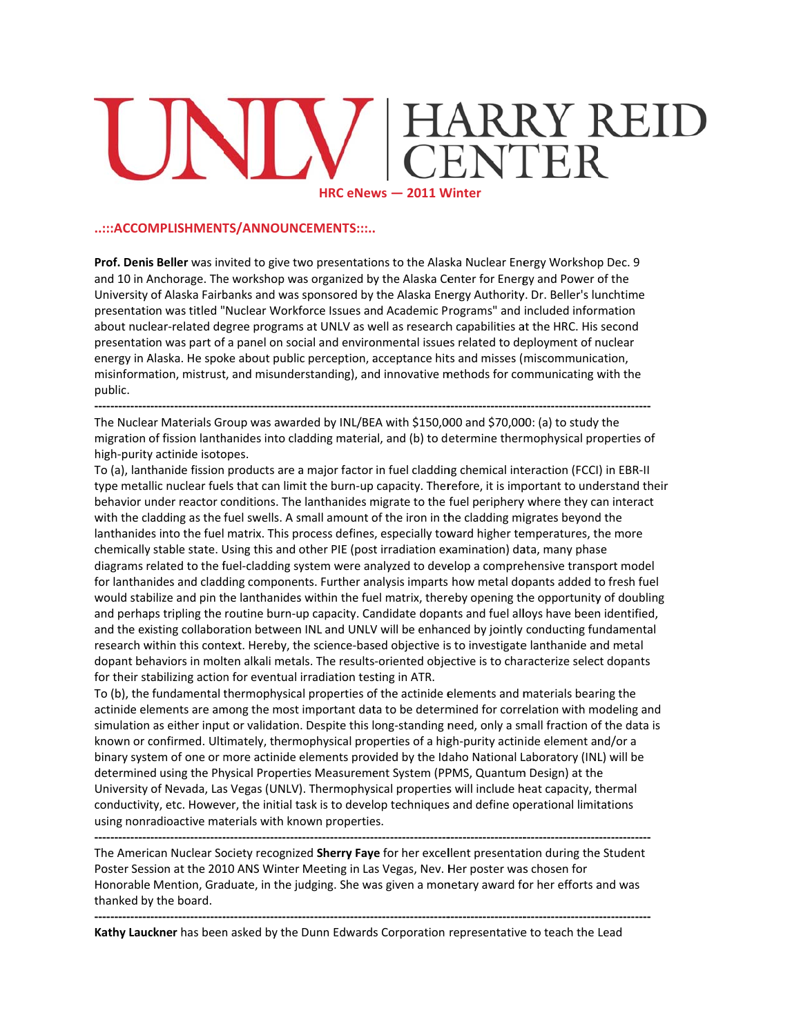# UNLV | HARRY REID CENTER

**HRC eNews — 2011 Winter**

## ..:::ACCOMPLISHMENTS/ANNOUNCEMENTS:::..

**Prof. Denis Beller** was invited to give two presentations to the Alaska Nuclear Energy Workshop Dec. 9 and 10 in Anchorage. The workshop was organized by the Alaska Center for Energy and Power of the University of Alaska Fairbanks and was sponsored by the Alaska Energy Authority. Dr. Beller's lunchtime presentation was titled "Nuclear Workforce Issues and Academic Programs" and included information about nuclear-related degree programs at UNLV as well as research capabilities at the HRC. His second presentation was part of a panel on social and environmental issues related to deployment of nuclear energy in Alaska. He spoke about public perception, acceptance hits and misses (miscommunication, misinformation, mistrust, and misunderstanding), and innovative methods for communicating with the public.

---

The Nuclear Materials Group was awarded by INL/BEA with $150,000 and $70,000: (a) to study the migration of fission lanthanides into cladding material, and (b) to determine thermophysical properties of high-purity actinide isotopes.

To (a), lanthanide fission products are a major factor in fuel cladding chemical interaction (FCCI) in EBR-II type metallic nuclear fuels that can limit the burn-up capacity. Therefore, it is important to understand their behavior under reactor conditions. The lanthanides migrate to the fuel periphery where they can interact with the cladding as the fuel swells. A small amount of the iron in the cladding migrates beyond the lanthanides into the fuel matrix. This process defines, especially toward higher temperatures, the more chemically stable state. Using this and other PIE (post irradiation examination) data, many phase diagrams related to the fuel-cladding system were analyzed to develop a comprehensive transport model for lanthanides and cladding components. Further analysis imparts how metal dopants added to fresh fuel would stabilize and pin the lanthanides within the fuel matrix, thereby opening the opportunity of doubling and perhaps tripling the routine burn-up capacity. Candidate dopants and fuel alloys have been identified, and the existing collaboration between INL and UNLV will be enhanced by jointly conducting fundamental research within this context. Hereby, the science-based objective is to investigate lanthanide and metal dopant behaviors in molten alkali metals. The results-oriented objective is to characterize select dopants for their stabilizing action for eventual irradiation testing in ATR.

To (b), the fundamental thermophysical properties of the actinide elements and materials bearing the actinide elements are among the most important data to be determined for correlation with modeling and simulation as either input or validation. Despite this long-standing need, only a small fraction of the data is known or confirmed. Ultimately, thermophysical properties of a high-purity actinide element and/or a binary system of one or more actinide elements provided by the Idaho National Laboratory (INL) will be determined using the Physical Properties Measurement System (PPMS, Quantum Design) at the University of Nevada, Las Vegas (UNLV). Thermophysical properties will include heat capacity, thermal conductivity, etc. However, the initial task is to develop techniques and define operational limitations using nonradioactive materials with known properties.

---

The American Nuclear Society recognized **Sherry Faye** for her excellent presentation during the Student Poster Session at the 2010 ANS Winter Meeting in Las Vegas, Nev. Her poster was chosen for Honorable Mention, Graduate, in the judging. She was given a monetary award for her efforts and was thanked by the board.

---

**Kathy Lauckner** has been asked by the Dunn Edwards Corporation representative to teach the Lead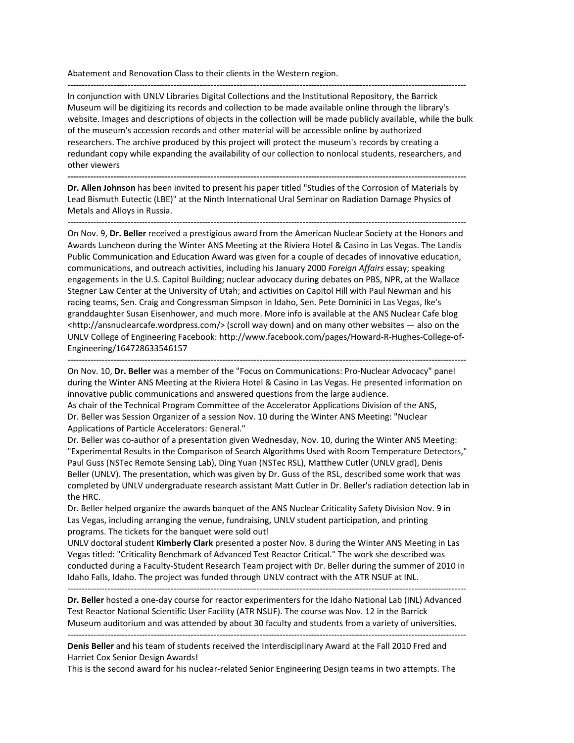Abatement and Renovation Class to their clients in the Western region.

---

In conjunction with UNLV Libraries Digital Collections and the Institutional Repository, the Barrick Museum will be digitizing its records and collection to be made available online through the library's website. Images and descriptions of objects in the collection will be made publicly available, while the bulk of the museum's accession records and other material will be accessible online by authorized researchers. The archive produced by this project will protect the museum's records by creating a redundant copy while expanding the availability of our collection to nonlocal students, researchers, and other viewers

---

**Dr. Allen Johnson** has been invited to present his paper titled "Studies of the Corrosion of Materials by Lead Bismuth Eutectic (LBE)" at the Ninth International Ural Seminar on Radiation Damage Physics of Metals and Alloys in Russia.

---

On Nov. 9, **Dr. Beller** received a prestigious award from the American Nuclear Society at the Honors and Awards Luncheon during the Winter ANS Meeting at the Riviera Hotel & Casino in Las Vegas. The Landis Public Communication and Education Award was given for a couple of decades of innovative education, communications, and outreach activities, including his January 2000 *Foreign Affairs* essay; speaking engagements in the U.S. Capitol Building; nuclear advocacy during debates on PBS, NPR, at the Wallace Stegner Law Center at the University of Utah; and activities on Capitol Hill with Paul Newman and his racing teams, Sen. Craig and Congressman Simpson in Idaho, Sen. Pete Dominici in Las Vegas, Ike's granddaughter Susan Eisenhower, and much more. More info is available at the ANS Nuclear Cafe blog <http://ansnuclearcafe.wordpress.com/> (scroll way down) and on many other websites — also on the UNLV College of Engineering Facebook: http://www.facebook.com/pages/Howard-R-Hughes-College-of-Engineering/164728633546157

---

On Nov. 10, **Dr. Beller** was a member of the "Focus on Communications: Pro-Nuclear Advocacy" panel during the Winter ANS Meeting at the Riviera Hotel & Casino in Las Vegas. He presented information on innovative public communications and answered questions from the large audience.

As chair of the Technical Program Committee of the Accelerator Applications Division of the ANS, Dr. Beller was Session Organizer of a session Nov. 10 during the Winter ANS Meeting: "Nuclear Applications of Particle Accelerators: General."

Dr. Beller was co-author of a presentation given Wednesday, Nov. 10, during the Winter ANS Meeting: "Experimental Results in the Comparison of Search Algorithms Used with Room Temperature Detectors," Paul Guss (NSTec Remote Sensing Lab), Ding Yuan (NSTec RSL), Matthew Cutler (UNLV grad), Denis Beller (UNLV). The presentation, which was given by Dr. Guss of the RSL, described some work that was completed by UNLV undergraduate research assistant Matt Cutler in Dr. Beller's radiation detection lab in the HRC.

Dr. Beller helped organize the awards banquet of the ANS Nuclear Criticality Safety Division Nov. 9 in Las Vegas, including arranging the venue, fundraising, UNLV student participation, and printing programs. The tickets for the banquet were sold out!

UNLV doctoral student **Kimberly Clark** presented a poster Nov. 8 during the Winter ANS Meeting in Las Vegas titled: "Criticality Benchmark of Advanced Test Reactor Critical." The work she described was conducted during a Faculty-Student Research Team project with Dr. Beller during the summer of 2010 in Idaho Falls, Idaho. The project was funded through UNLV contract with the ATR NSUF at INL.

---

**Dr. Beller** hosted a one-day course for reactor experimenters for the Idaho National Lab (INL) Advanced Test Reactor National Scientific User Facility (ATR NSUF). The course was Nov. 12 in the Barrick Museum auditorium and was attended by about 30 faculty and students from a variety of universities.

---

**Denis Beller** and his team of students received the Interdisciplinary Award at the Fall 2010 Fred and Harriet Cox Senior Design Awards!

This is the second award for his nuclear-related Senior Engineering Design teams in two attempts. The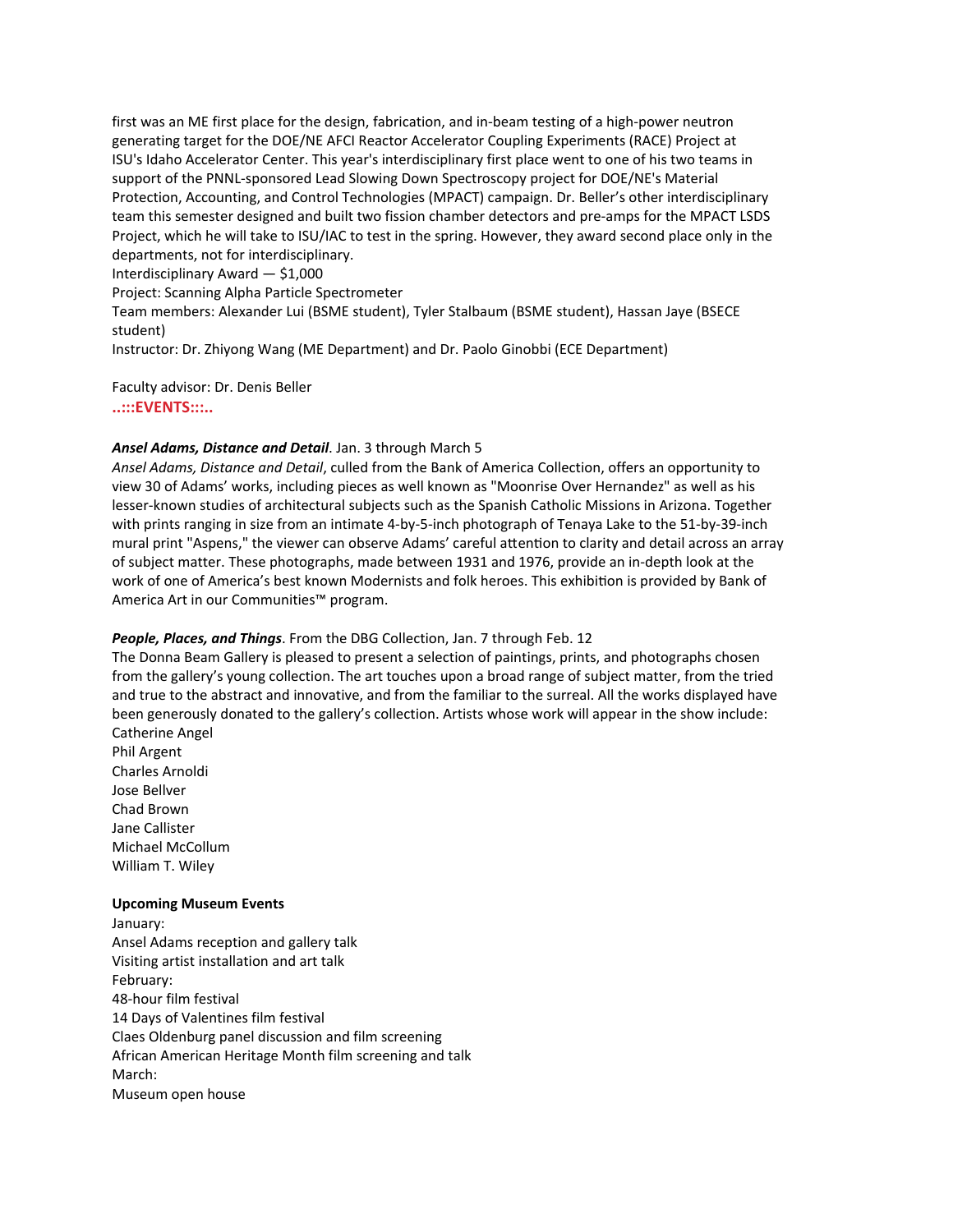first was an ME first place for the design, fabrication, and in-beam testing of a high-power neutron generating target for the DOE/NE AFCI Reactor Accelerator Coupling Experiments (RACE) Project at ISU's Idaho Accelerator Center. This year's interdisciplinary first place went to one of his two teams in support of the PNNL-sponsored Lead Slowing Down Spectroscopy project for DOE/NE's Material Protection, Accounting, and Control Technologies (MPACT) campaign. Dr. Beller's other interdisciplinary team this semester designed and built two fission chamber detectors and pre-amps for the MPACT LSDS Project, which he will take to ISU/IAC to test in the spring. However, they award second place only in the departments, not for interdisciplinary.
Interdisciplinary Award — $1,000
Project: Scanning Alpha Particle Spectrometer
Team members: Alexander Lui (BSME student), Tyler Stalbaum (BSME student), Hassan Jaye (BSECE student)
Instructor: Dr. Zhiyong Wang (ME Department) and Dr. Paolo Ginobbi (ECE Department)

Faculty advisor: Dr. Denis Beller

**..:::EVENTS:::..**

***Ansel Adams, Distance and Detail***. Jan. 3 through March 5
*Ansel Adams, Distance and Detail*, culled from the Bank of America Collection, offers an opportunity to view 30 of Adams' works, including pieces as well known as "Moonrise Over Hernandez" as well as his lesser-known studies of architectural subjects such as the Spanish Catholic Missions in Arizona. Together with prints ranging in size from an intimate 4-by-5-inch photograph of Tenaya Lake to the 51-by-39-inch mural print "Aspens," the viewer can observe Adams' careful attention to clarity and detail across an array of subject matter. These photographs, made between 1931 and 1976, provide an in-depth look at the work of one of America's best known Modernists and folk heroes. This exhibition is provided by Bank of America Art in our Communities™ program.

***People, Places, and Things***. From the DBG Collection, Jan. 7 through Feb. 12
The Donna Beam Gallery is pleased to present a selection of paintings, prints, and photographs chosen from the gallery's young collection. The art touches upon a broad range of subject matter, from the tried and true to the abstract and innovative, and from the familiar to the surreal. All the works displayed have been generously donated to the gallery's collection. Artists whose work will appear in the show include:
Catherine Angel
Phil Argent
Charles Arnoldi
Jose Bellver
Chad Brown
Jane Callister
Michael McCollum
William T. Wiley

**Upcoming Museum Events**
January:
Ansel Adams reception and gallery talk
Visiting artist installation and art talk
February:
48-hour film festival
14 Days of Valentines film festival
Claes Oldenburg panel discussion and film screening
African American Heritage Month film screening and talk
March:
Museum open house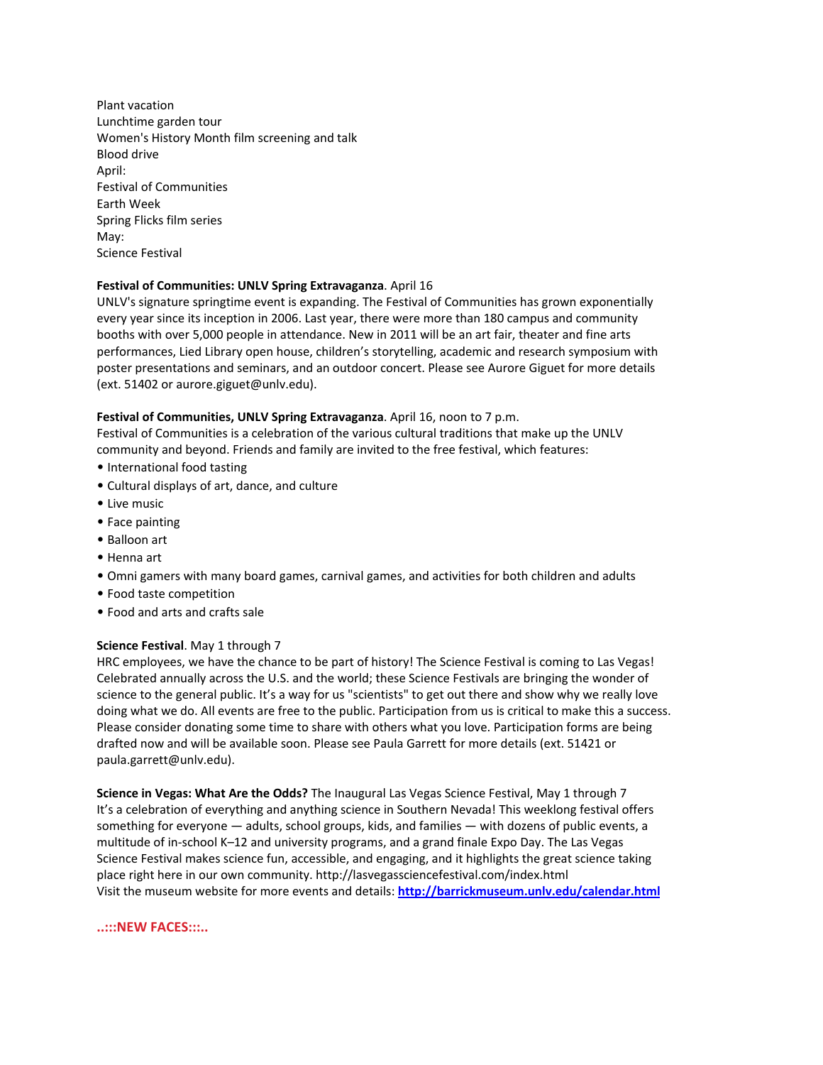Plant vacation
Lunchtime garden tour
Women's History Month film screening and talk
Blood drive
April:
Festival of Communities
Earth Week
Spring Flicks film series
May:
Science Festival

**Festival of Communities: UNLV Spring Extravaganza**. April 16
UNLV's signature springtime event is expanding. The Festival of Communities has grown exponentially every year since its inception in 2006. Last year, there were more than 180 campus and community booths with over 5,000 people in attendance. New in 2011 will be an art fair, theater and fine arts performances, Lied Library open house, children's storytelling, academic and research symposium with poster presentations and seminars, and an outdoor concert. Please see Aurore Giguet for more details (ext. 51402 or aurore.giguet@unlv.edu).

**Festival of Communities, UNLV Spring Extravaganza**. April 16, noon to 7 p.m.
Festival of Communities is a celebration of the various cultural traditions that make up the UNLV community and beyond. Friends and family are invited to the free festival, which features:

- International food tasting
- Cultural displays of art, dance, and culture
- Live music
- Face painting
- Balloon art
- Henna art
- Omni gamers with many board games, carnival games, and activities for both children and adults
- Food taste competition
- Food and arts and crafts sale

**Science Festival**. May 1 through 7
HRC employees, we have the chance to be part of history! The Science Festival is coming to Las Vegas! Celebrated annually across the U.S. and the world; these Science Festivals are bringing the wonder of science to the general public. It's a way for us "scientists" to get out there and show why we really love doing what we do. All events are free to the public. Participation from us is critical to make this a success. Please consider donating some time to share with others what you love. Participation forms are being drafted now and will be available soon. Please see Paula Garrett for more details (ext. 51421 or paula.garrett@unlv.edu).

**Science in Vegas: What Are the Odds?** The Inaugural Las Vegas Science Festival, May 1 through 7
It's a celebration of everything and anything science in Southern Nevada! This weeklong festival offers something for everyone — adults, school groups, kids, and families — with dozens of public events, a multitude of in-school K–12 and university programs, and a grand finale Expo Day. The Las Vegas Science Festival makes science fun, accessible, and engaging, and it highlights the great science taking place right here in our own community. http://lasvegassciencefestival.com/index.html
Visit the museum website for more events and details: **http://barrickmuseum.unlv.edu/calendar.html**

**..:::NEW FACES:::..**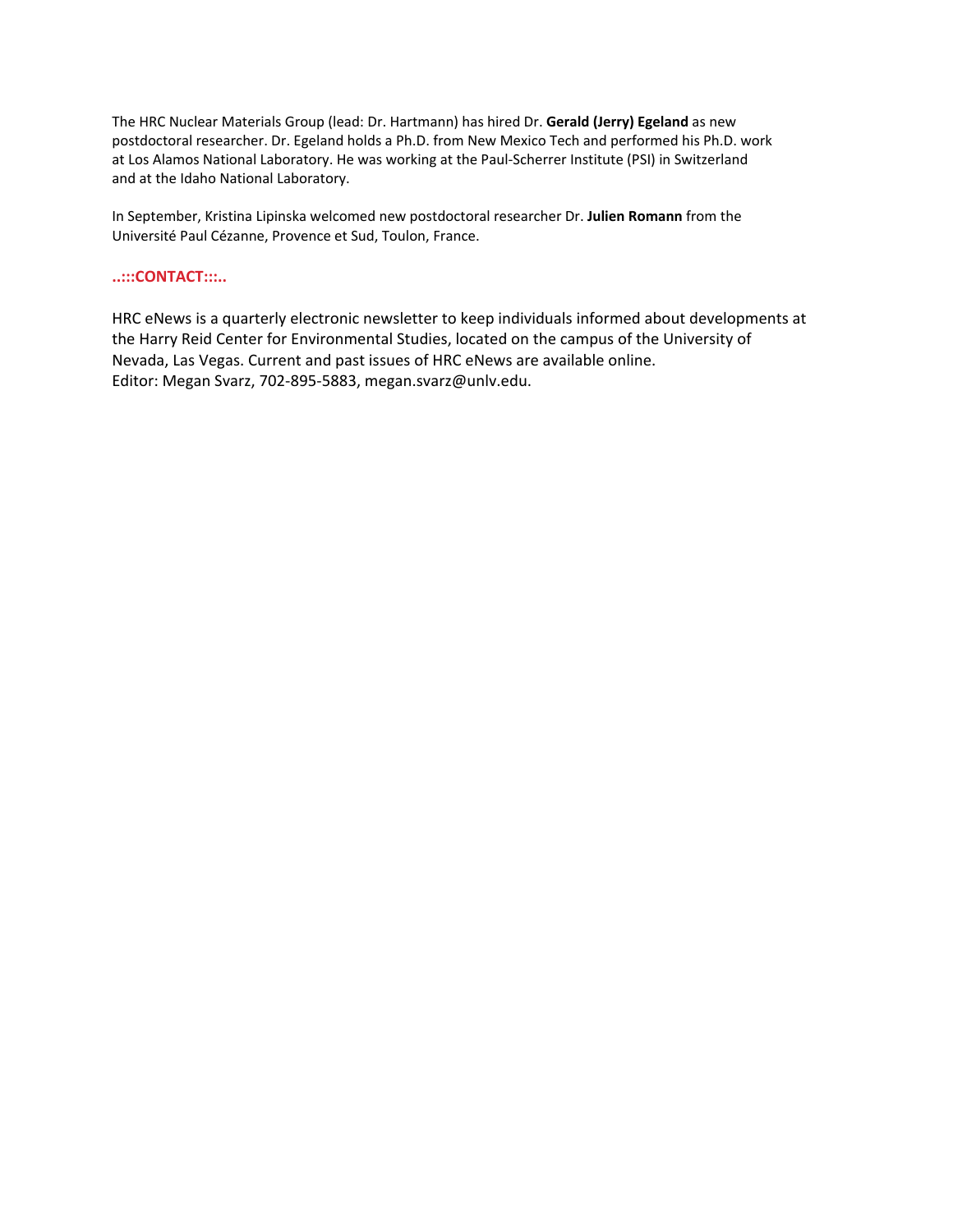The HRC Nuclear Materials Group (lead: Dr. Hartmann) has hired Dr. **Gerald (Jerry) Egeland** as new postdoctoral researcher. Dr. Egeland holds a Ph.D. from New Mexico Tech and performed his Ph.D. work at Los Alamos National Laboratory. He was working at the Paul-Scherrer Institute (PSI) in Switzerland and at the Idaho National Laboratory.

In September, Kristina Lipinska welcomed new postdoctoral researcher Dr. **Julien Romann** from the Université Paul Cézanne, Provence et Sud, Toulon, France.

**..:::CONTACT:::..**

HRC eNews is a quarterly electronic newsletter to keep individuals informed about developments at the Harry Reid Center for Environmental Studies, located on the campus of the University of Nevada, Las Vegas. Current and past issues of HRC eNews are available online.
Editor: Megan Svarz, 702-895-5883, megan.svarz@unlv.edu.